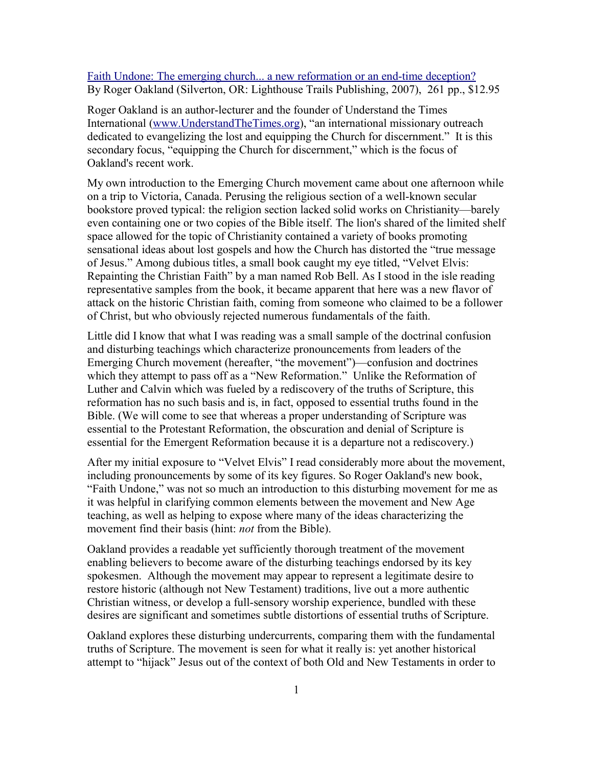[Faith Undone: The emerging church... a new reformation or an end-time deception?](#)
By Roger Oakland (Silverton, OR: Lighthouse Trails Publishing, 2007), 261 pp., $12.95

Roger Oakland is an author-lecturer and the founder of Understand the Times International ([www.UnderstandTheTimes.org](http://www.UnderstandTheTimes.org)), "an international missionary outreach dedicated to evangelizing the lost and equipping the Church for discernment." It is this secondary focus, "equipping the Church for discernment," which is the focus of Oakland's recent work.

My own introduction to the Emerging Church movement came about one afternoon while on a trip to Victoria, Canada. Perusing the religious section of a well-known secular bookstore proved typical: the religion section lacked solid works on Christianity—barely even containing one or two copies of the Bible itself. The lion's shared of the limited shelf space allowed for the topic of Christianity contained a variety of books promoting sensational ideas about lost gospels and how the Church has distorted the "true message of Jesus." Among dubious titles, a small book caught my eye titled, "Velvet Elvis: Repainting the Christian Faith" by a man named Rob Bell. As I stood in the isle reading representative samples from the book, it became apparent that here was a new flavor of attack on the historic Christian faith, coming from someone who claimed to be a follower of Christ, but who obviously rejected numerous fundamentals of the faith.

Little did I know that what I was reading was a small sample of the doctrinal confusion and disturbing teachings which characterize pronouncements from leaders of the Emerging Church movement (hereafter, "the movement")—confusion and doctrines which they attempt to pass off as a "New Reformation." Unlike the Reformation of Luther and Calvin which was fueled by a rediscovery of the truths of Scripture, this reformation has no such basis and is, in fact, opposed to essential truths found in the Bible. (We will come to see that whereas a proper understanding of Scripture was essential to the Protestant Reformation, the obscuration and denial of Scripture is essential for the Emergent Reformation because it is a departure not a rediscovery.)

After my initial exposure to "Velvet Elvis" I read considerably more about the movement, including pronouncements by some of its key figures. So Roger Oakland's new book, "Faith Undone," was not so much an introduction to this disturbing movement for me as it was helpful in clarifying common elements between the movement and New Age teaching, as well as helping to expose where many of the ideas characterizing the movement find their basis (hint: *not* from the Bible).

Oakland provides a readable yet sufficiently thorough treatment of the movement enabling believers to become aware of the disturbing teachings endorsed by its key spokesmen. Although the movement may appear to represent a legitimate desire to restore historic (although not New Testament) traditions, live out a more authentic Christian witness, or develop a full-sensory worship experience, bundled with these desires are significant and sometimes subtle distortions of essential truths of Scripture.

Oakland explores these disturbing undercurrents, comparing them with the fundamental truths of Scripture. The movement is seen for what it really is: yet another historical attempt to "hijack" Jesus out of the context of both Old and New Testaments in order to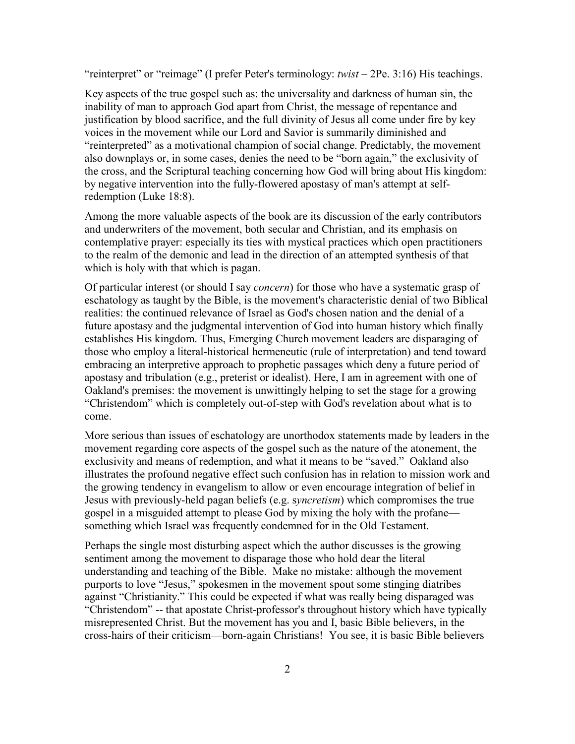"reinterpret" or "reimage" (I prefer Peter's terminology: *twist* – 2Pe. 3:16) His teachings.

Key aspects of the true gospel such as: the universality and darkness of human sin, the inability of man to approach God apart from Christ, the message of repentance and justification by blood sacrifice, and the full divinity of Jesus all come under fire by key voices in the movement while our Lord and Savior is summarily diminished and "reinterpreted" as a motivational champion of social change. Predictably, the movement also downplays or, in some cases, denies the need to be "born again," the exclusivity of the cross, and the Scriptural teaching concerning how God will bring about His kingdom: by negative intervention into the fully-flowered apostasy of man's attempt at self-redemption (Luke 18:8).

Among the more valuable aspects of the book are its discussion of the early contributors and underwriters of the movement, both secular and Christian, and its emphasis on contemplative prayer: especially its ties with mystical practices which open practitioners to the realm of the demonic and lead in the direction of an attempted synthesis of that which is holy with that which is pagan.

Of particular interest (or should I say *concern*) for those who have a systematic grasp of eschatology as taught by the Bible, is the movement's characteristic denial of two Biblical realities: the continued relevance of Israel as God's chosen nation and the denial of a future apostasy and the judgmental intervention of God into human history which finally establishes His kingdom. Thus, Emerging Church movement leaders are disparaging of those who employ a literal-historical hermeneutic (rule of interpretation) and tend toward embracing an interpretive approach to prophetic passages which deny a future period of apostasy and tribulation (e.g., preterist or idealist). Here, I am in agreement with one of Oakland's premises: the movement is unwittingly helping to set the stage for a growing "Christendom" which is completely out-of-step with God's revelation about what is to come.

More serious than issues of eschatology are unorthodox statements made by leaders in the movement regarding core aspects of the gospel such as the nature of the atonement, the exclusivity and means of redemption, and what it means to be "saved." Oakland also illustrates the profound negative effect such confusion has in relation to mission work and the growing tendency in evangelism to allow or even encourage integration of belief in Jesus with previously-held pagan beliefs (e.g. s*yncretism*) which compromises the true gospel in a misguided attempt to please God by mixing the holy with the profane—something which Israel was frequently condemned for in the Old Testament.

Perhaps the single most disturbing aspect which the author discusses is the growing sentiment among the movement to disparage those who hold dear the literal understanding and teaching of the Bible. Make no mistake: although the movement purports to love "Jesus," spokesmen in the movement spout some stinging diatribes against "Christianity." This could be expected if what was really being disparaged was "Christendom" -- that apostate Christ-professor's throughout history which have typically misrepresented Christ. But the movement has you and I, basic Bible believers, in the cross-hairs of their criticism—born-again Christians! You see, it is basic Bible believers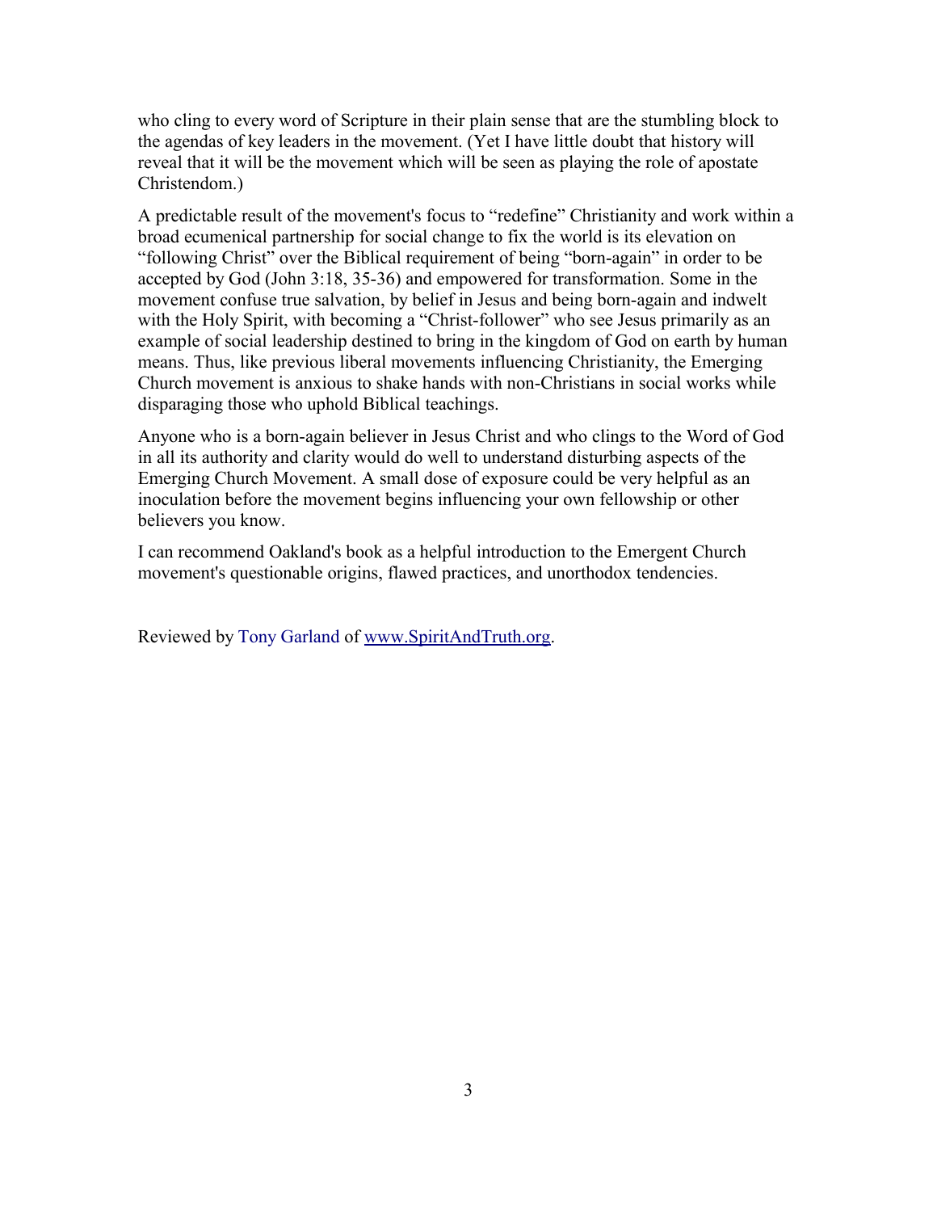who cling to every word of Scripture in their plain sense that are the stumbling block to the agendas of key leaders in the movement. (Yet I have little doubt that history will reveal that it will be the movement which will be seen as playing the role of apostate Christendom.)

A predictable result of the movement's focus to "redefine" Christianity and work within a broad ecumenical partnership for social change to fix the world is its elevation on "following Christ" over the Biblical requirement of being "born-again" in order to be accepted by God (John 3:18, 35-36) and empowered for transformation. Some in the movement confuse true salvation, by belief in Jesus and being born-again and indwelt with the Holy Spirit, with becoming a "Christ-follower" who see Jesus primarily as an example of social leadership destined to bring in the kingdom of God on earth by human means. Thus, like previous liberal movements influencing Christianity, the Emerging Church movement is anxious to shake hands with non-Christians in social works while disparaging those who uphold Biblical teachings.

Anyone who is a born-again believer in Jesus Christ and who clings to the Word of God in all its authority and clarity would do well to understand disturbing aspects of the Emerging Church Movement. A small dose of exposure could be very helpful as an inoculation before the movement begins influencing your own fellowship or other believers you know.

I can recommend Oakland's book as a helpful introduction to the Emergent Church movement's questionable origins, flawed practices, and unorthodox tendencies.

Reviewed by Tony Garland of [www.SpiritAndTruth.org](http://www.SpiritAndTruth.org).